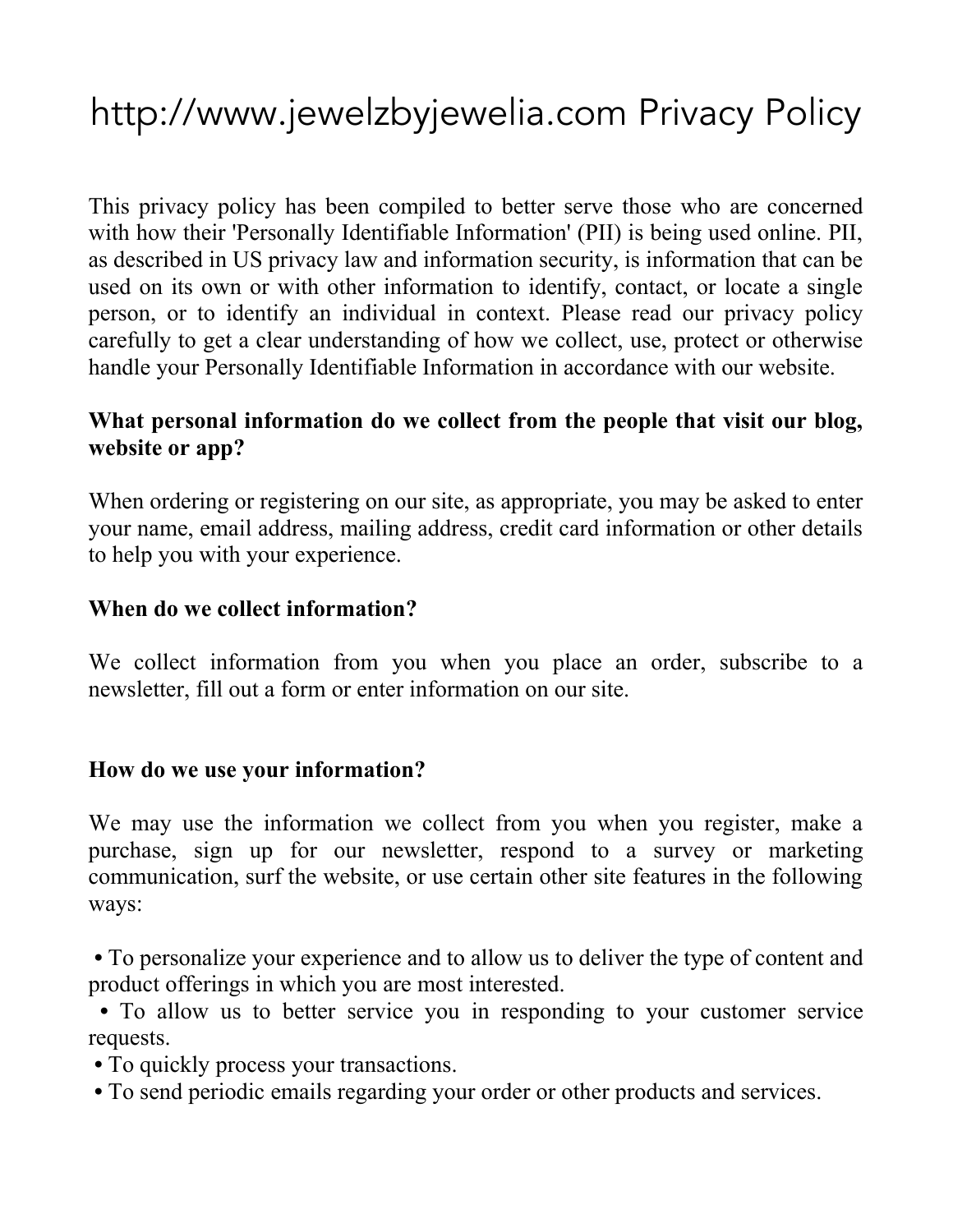# http://www.jewelzbyjewelia.com Privacy Policy

This privacy policy has been compiled to better serve those who are concerned with how their 'Personally Identifiable Information' (PII) is being used online. PII, as described in US privacy law and information security, is information that can be used on its own or with other information to identify, contact, or locate a single person, or to identify an individual in context. Please read our privacy policy carefully to get a clear understanding of how we collect, use, protect or otherwise handle your Personally Identifiable Information in accordance with our website.

**What personal information do we collect from the people that visit our blog, website or app?**

When ordering or registering on our site, as appropriate, you may be asked to enter your name, email address, mailing address, credit card information or other details to help you with your experience.

**When do we collect information?**

We collect information from you when you place an order, subscribe to a newsletter, fill out a form or enter information on our site.

**How do we use your information?**

We may use the information we collect from you when you register, make a purchase, sign up for our newsletter, respond to a survey or marketing communication, surf the website, or use certain other site features in the following ways:

- To personalize your experience and to allow us to deliver the type of content and product offerings in which you are most interested.
- To allow us to better service you in responding to your customer service requests.
- To quickly process your transactions.
- To send periodic emails regarding your order or other products and services.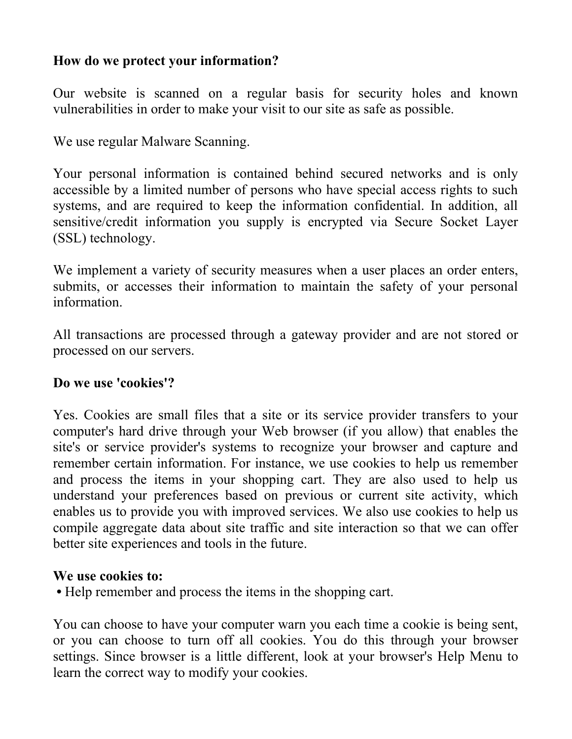**How do we protect your information?**

Our website is scanned on a regular basis for security holes and known vulnerabilities in order to make your visit to our site as safe as possible.

We use regular Malware Scanning.

Your personal information is contained behind secured networks and is only accessible by a limited number of persons who have special access rights to such systems, and are required to keep the information confidential. In addition, all sensitive/credit information you supply is encrypted via Secure Socket Layer (SSL) technology.

We implement a variety of security measures when a user places an order enters, submits, or accesses their information to maintain the safety of your personal information.

All transactions are processed through a gateway provider and are not stored or processed on our servers.

**Do we use 'cookies'?**

Yes. Cookies are small files that a site or its service provider transfers to your computer's hard drive through your Web browser (if you allow) that enables the site's or service provider's systems to recognize your browser and capture and remember certain information. For instance, we use cookies to help us remember and process the items in your shopping cart. They are also used to help us understand your preferences based on previous or current site activity, which enables us to provide you with improved services. We also use cookies to help us compile aggregate data about site traffic and site interaction so that we can offer better site experiences and tools in the future.

**We use cookies to:**

- Help remember and process the items in the shopping cart.

You can choose to have your computer warn you each time a cookie is being sent, or you can choose to turn off all cookies. You do this through your browser settings. Since browser is a little different, look at your browser's Help Menu to learn the correct way to modify your cookies.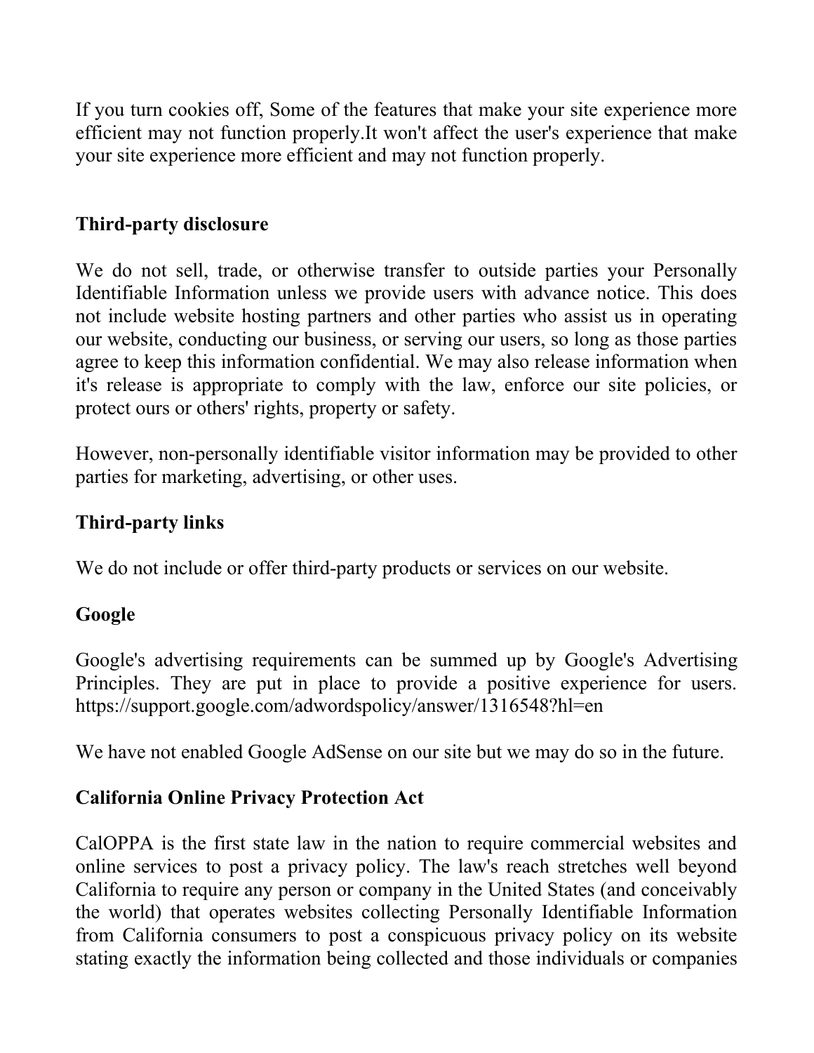If you turn cookies off, Some of the features that make your site experience more efficient may not function properly.It won't affect the user's experience that make your site experience more efficient and may not function properly.

## Third-party disclosure

We do not sell, trade, or otherwise transfer to outside parties your Personally Identifiable Information unless we provide users with advance notice. This does not include website hosting partners and other parties who assist us in operating our website, conducting our business, or serving our users, so long as those parties agree to keep this information confidential. We may also release information when it's release is appropriate to comply with the law, enforce our site policies, or protect ours or others' rights, property or safety.

However, non-personally identifiable visitor information may be provided to other parties for marketing, advertising, or other uses.

## Third-party links

We do not include or offer third-party products or services on our website.

## Google

Google's advertising requirements can be summed up by Google's Advertising Principles. They are put in place to provide a positive experience for users. https://support.google.com/adwordspolicy/answer/1316548?hl=en

We have not enabled Google AdSense on our site but we may do so in the future.

## California Online Privacy Protection Act

CalOPPA is the first state law in the nation to require commercial websites and online services to post a privacy policy. The law's reach stretches well beyond California to require any person or company in the United States (and conceivably the world) that operates websites collecting Personally Identifiable Information from California consumers to post a conspicuous privacy policy on its website stating exactly the information being collected and those individuals or companies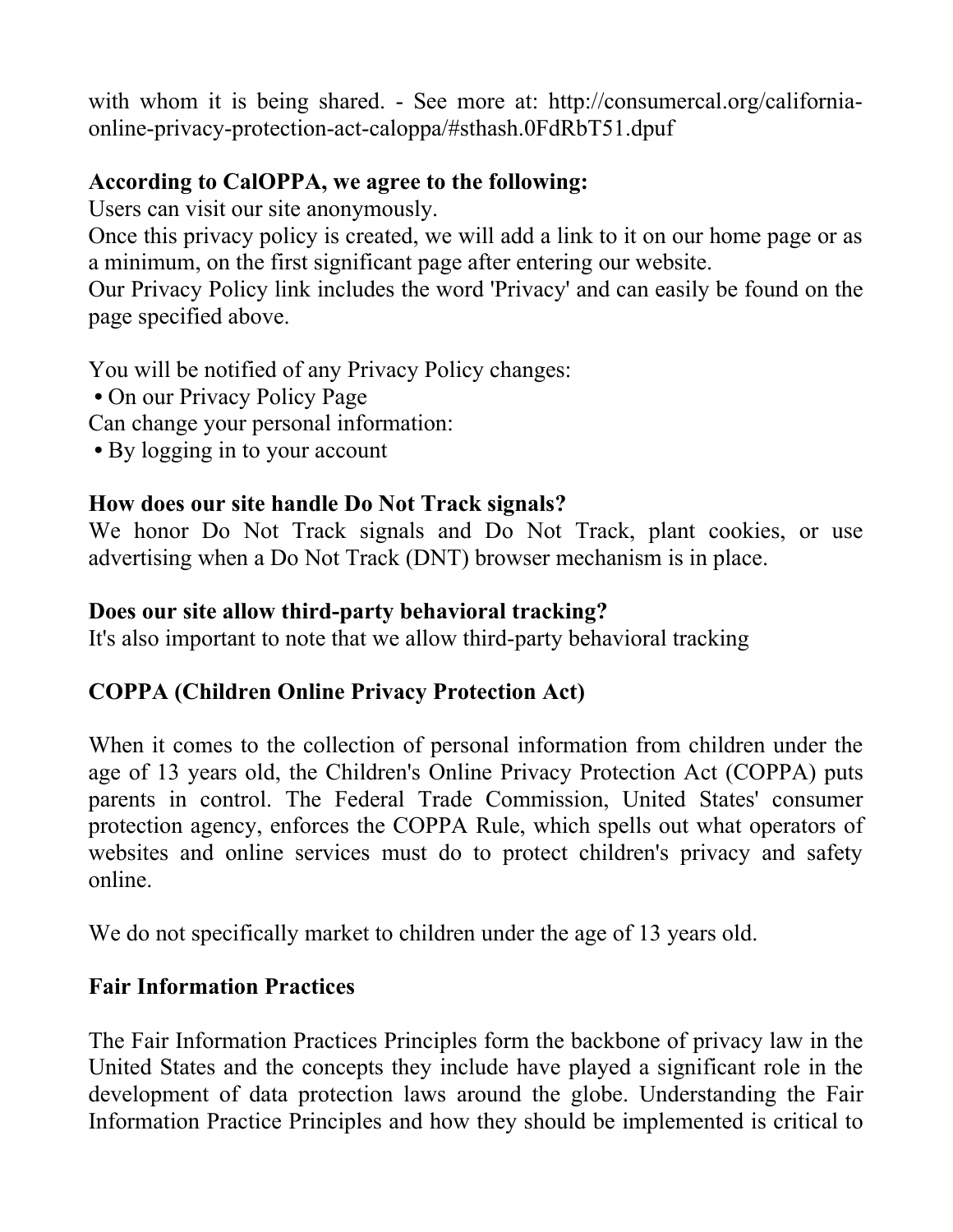with whom it is being shared. - See more at: http://consumercal.org/california-online-privacy-protection-act-caloppa/#sthash.0FdRbT51.dpuf

**According to CalOPPA, we agree to the following:**
Users can visit our site anonymously.
Once this privacy policy is created, we will add a link to it on our home page or as a minimum, on the first significant page after entering our website.
Our Privacy Policy link includes the word 'Privacy' and can easily be found on the page specified above.

You will be notified of any Privacy Policy changes:
- On our Privacy Policy Page

Can change your personal information:
- By logging in to your account

**How does our site handle Do Not Track signals?**
We honor Do Not Track signals and Do Not Track, plant cookies, or use advertising when a Do Not Track (DNT) browser mechanism is in place.

**Does our site allow third-party behavioral tracking?**
It's also important to note that we allow third-party behavioral tracking

**COPPA (Children Online Privacy Protection Act)**

When it comes to the collection of personal information from children under the age of 13 years old, the Children's Online Privacy Protection Act (COPPA) puts parents in control. The Federal Trade Commission, United States' consumer protection agency, enforces the COPPA Rule, which spells out what operators of websites and online services must do to protect children's privacy and safety online.

We do not specifically market to children under the age of 13 years old.

**Fair Information Practices**

The Fair Information Practices Principles form the backbone of privacy law in the United States and the concepts they include have played a significant role in the development of data protection laws around the globe. Understanding the Fair Information Practice Principles and how they should be implemented is critical to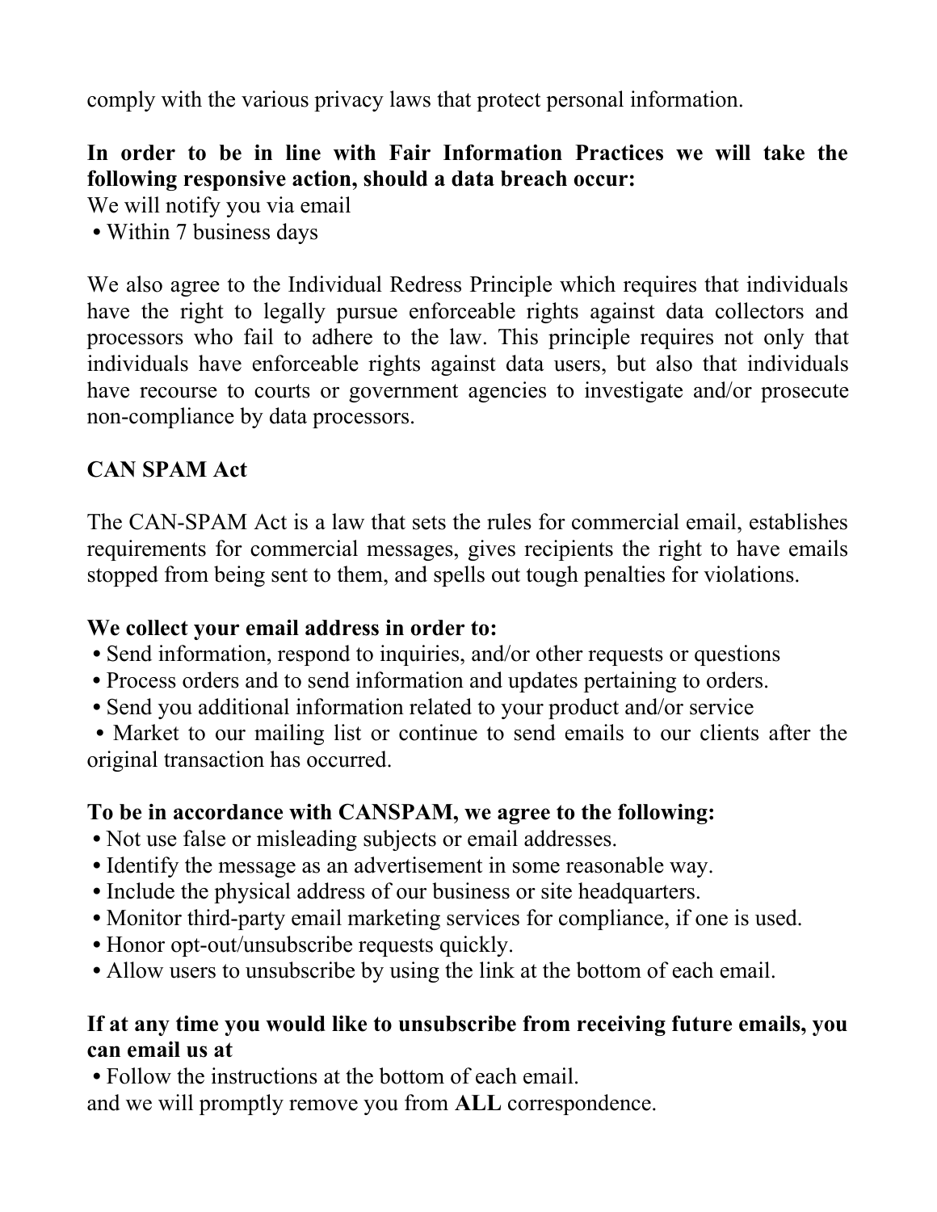comply with the various privacy laws that protect personal information.

**In order to be in line with Fair Information Practices we will take the following responsive action, should a data breach occur:**
We will notify you via email
- Within 7 business days

We also agree to the Individual Redress Principle which requires that individuals have the right to legally pursue enforceable rights against data collectors and processors who fail to adhere to the law. This principle requires not only that individuals have enforceable rights against data users, but also that individuals have recourse to courts or government agencies to investigate and/or prosecute non-compliance by data processors.

**CAN SPAM Act**

The CAN-SPAM Act is a law that sets the rules for commercial email, establishes requirements for commercial messages, gives recipients the right to have emails stopped from being sent to them, and spells out tough penalties for violations.

**We collect your email address in order to:**
- Send information, respond to inquiries, and/or other requests or questions
- Process orders and to send information and updates pertaining to orders.
- Send you additional information related to your product and/or service
- Market to our mailing list or continue to send emails to our clients after the original transaction has occurred.

**To be in accordance with CANSPAM, we agree to the following:**
- Not use false or misleading subjects or email addresses.
- Identify the message as an advertisement in some reasonable way.
- Include the physical address of our business or site headquarters.
- Monitor third-party email marketing services for compliance, if one is used.
- Honor opt-out/unsubscribe requests quickly.
- Allow users to unsubscribe by using the link at the bottom of each email.

**If at any time you would like to unsubscribe from receiving future emails, you can email us at**
- Follow the instructions at the bottom of each email.

and we will promptly remove you from **ALL** correspondence.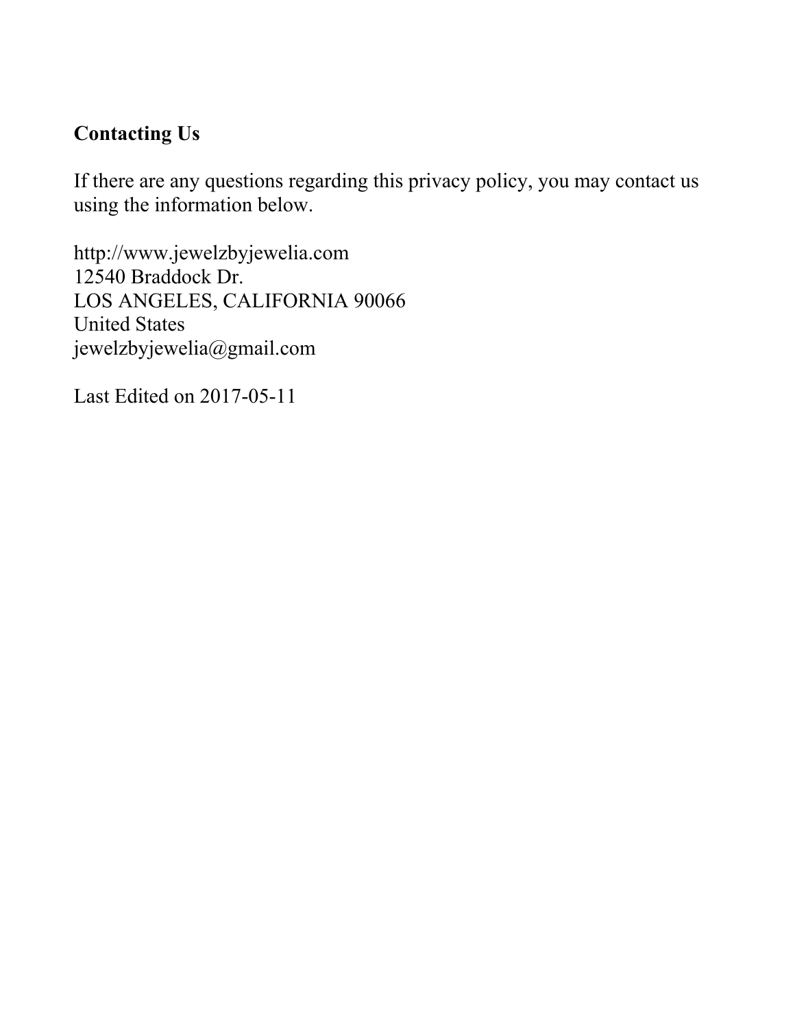**Contacting Us**

If there are any questions regarding this privacy policy, you may contact us using the information below.

http://www.jewelzbyjewelia.com
12540 Braddock Dr.
LOS ANGELES, CALIFORNIA 90066
United States
jewelzbyjewelia@gmail.com

Last Edited on 2017-05-11